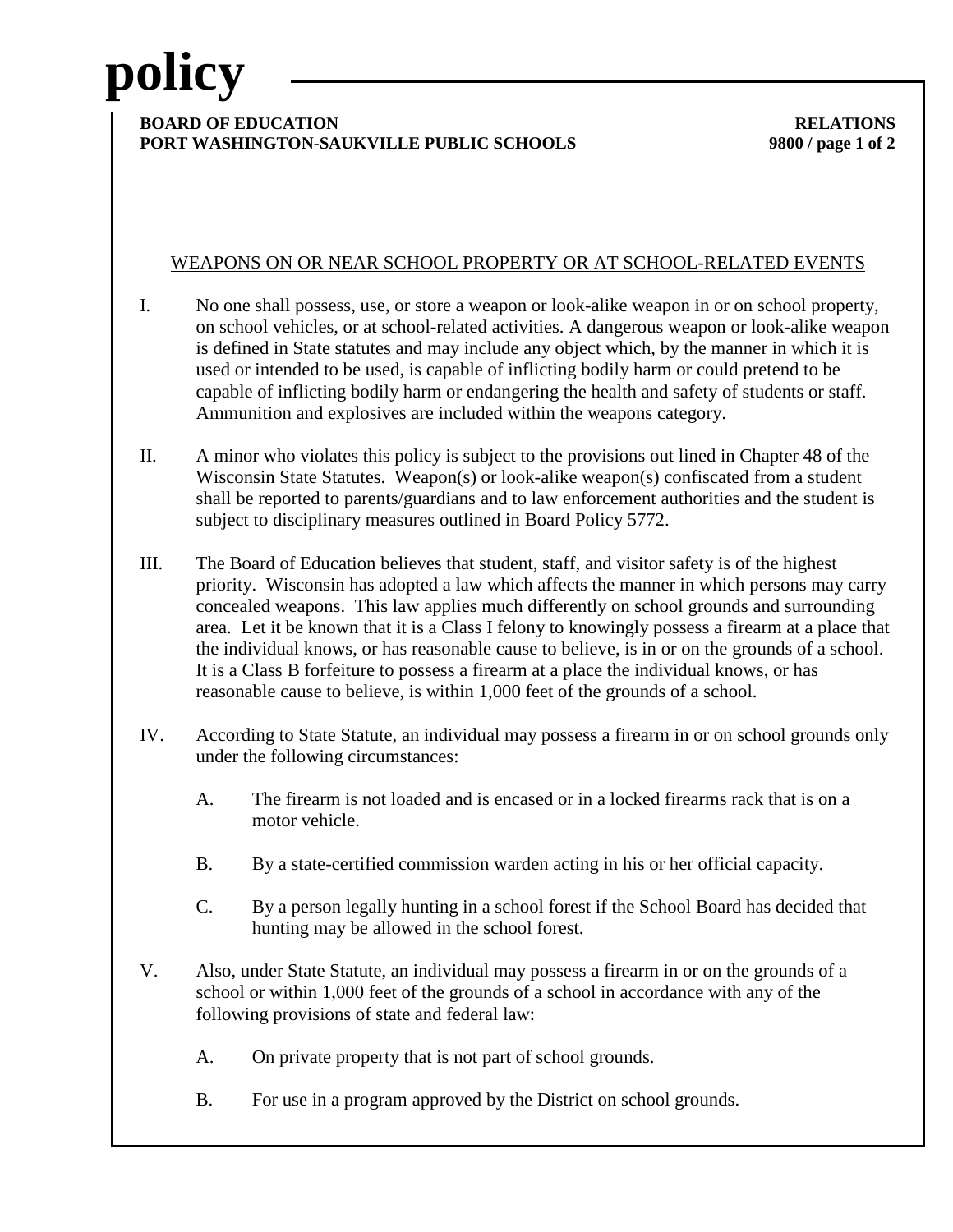# policy

**BOARD OF EDUCATION** **RELATIONS**
**PORT WASHINGTON-SAUKVILLE PUBLIC SCHOOLS** **9800**

## WEAPONS ON OR NEAR SCHOOL PROPERTY OR AT SCHOOL-RELATED EVENTS

I. No one shall possess, use, or store a weapon or look-alike weapon in or on school property, on school vehicles, or at school-related activities. A dangerous weapon or look-alike weapon is defined in State statutes and may include any object which, by the manner in which it is used or intended to be used, is capable of inflicting bodily harm or could pretend to be capable of inflicting bodily harm or endangering the health and safety of students or staff. Ammunition and explosives are included within the weapons category.

II. A minor who violates this policy is subject to the provisions out lined in Chapter 48 of the Wisconsin State Statutes. Weapon(s) or look-alike weapon(s) confiscated from a student shall be reported to parents/guardians and to law enforcement authorities and the student is subject to disciplinary measures outlined in Board Policy 5772.

III. The Board of Education believes that student, staff, and visitor safety is of the highest priority. Wisconsin has adopted a law which affects the manner in which persons may carry concealed weapons. This law applies much differently on school grounds and surrounding area. Let it be known that it is a Class I felony to knowingly possess a firearm at a place that the individual knows, or has reasonable cause to believe, is in or on the grounds of a school. It is a Class B forfeiture to possess a firearm at a place the individual knows, or has reasonable cause to believe, is within 1,000 feet of the grounds of a school.

IV. According to State Statute, an individual may possess a firearm in or on school grounds only under the following circumstances:

   A. The firearm is not loaded and is encased or in a locked firearms rack that is on a motor vehicle.

   B. By a state-certified commission warden acting in his or her official capacity.

   C. By a person legally hunting in a school forest if the School Board has decided that hunting may be allowed in the school forest.

V. Also, under State Statute, an individual may possess a firearm in or on the grounds of a school or within 1,000 feet of the grounds of a school in accordance with any of the following provisions of state and federal law:

   A. On private property that is not part of school grounds.

   B. For use in a program approved by the District on school grounds.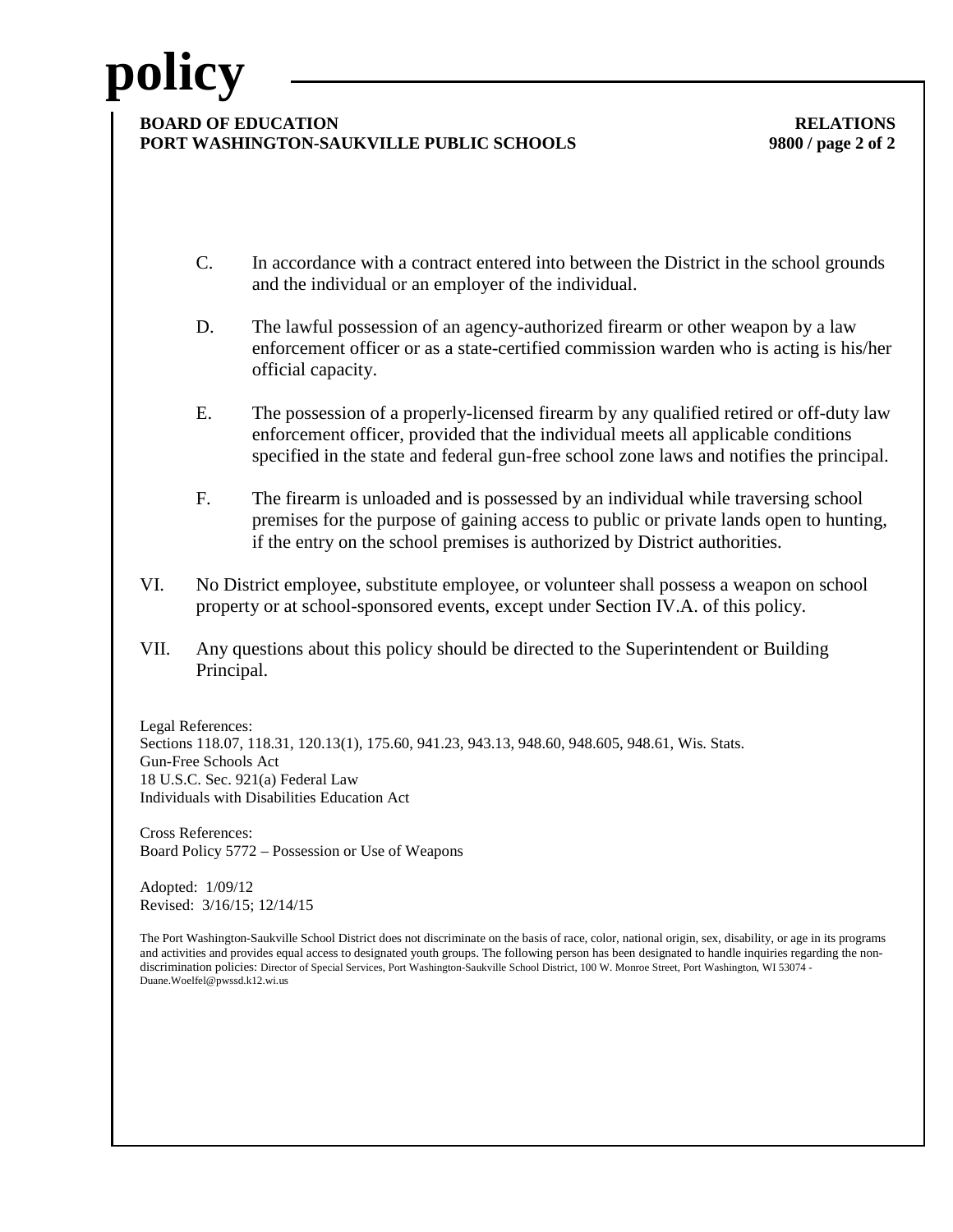C. In accordance with a contract entered into between the District in the school grounds and the individual or an employer of the individual.

D. The lawful possession of an agency-authorized firearm or other weapon by a law enforcement officer or as a state-certified commission warden who is acting is his/her official capacity.

E. The possession of a properly-licensed firearm by any qualified retired or off-duty law enforcement officer, provided that the individual meets all applicable conditions specified in the state and federal gun-free school zone laws and notifies the principal.

F. The firearm is unloaded and is possessed by an individual while traversing school premises for the purpose of gaining access to public or private lands open to hunting, if the entry on the school premises is authorized by District authorities.

VI. No District employee, substitute employee, or volunteer shall possess a weapon on school property or at school-sponsored events, except under Section IV.A. of this policy.

VII. Any questions about this policy should be directed to the Superintendent or Building Principal.

Legal References:
Sections 118.07, 118.31, 120.13(1), 175.60, 941.23, 943.13, 948.60, 948.605, 948.61, Wis. Stats.
Gun-Free Schools Act
18 U.S.C. Sec. 921(a) Federal Law
Individuals with Disabilities Education Act

Cross References:
Board Policy 5772 – Possession or Use of Weapons

Adopted: 1/09/12
Revised: 3/16/15; 12/14/15

The Port Washington-Saukville School District does not discriminate on the basis of race, color, national origin, sex, disability, or age in its programs and activities and provides equal access to designated youth groups. The following person has been designated to handle inquiries regarding the non-discrimination policies: Director of Special Services, Port Washington-Saukville School District, 100 W. Monroe Street, Port Washington, WI 53074 - Duane.Woelfel@pwssd.k12.wi.us